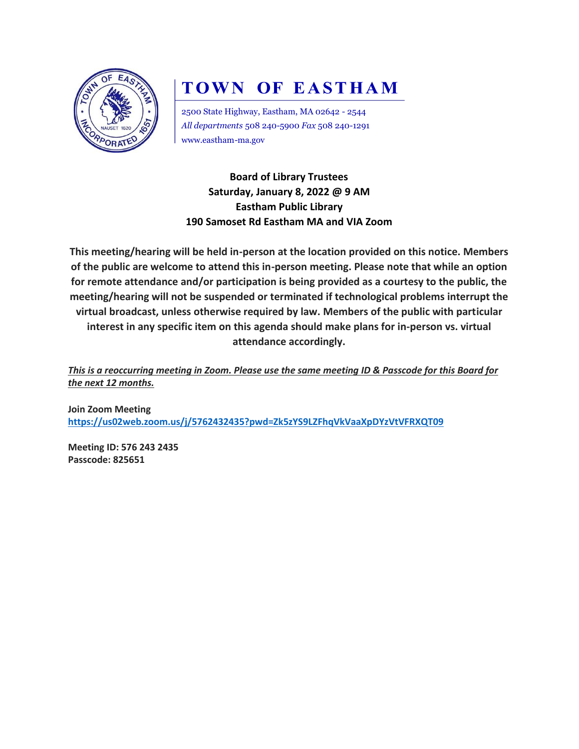# TOWN OF EASTHAM

2500 State Highway, Eastham, MA 02642 - 2544
*All departments* 508 240-5900 *Fax* 508 240-1291
www.eastham-ma.gov

**Board of Library Trustees**
**Saturday, January 8, 2022 @ 9 AM**
**Eastham Public Library**
**190 Samoset Rd Eastham MA and VIA Zoom**

**This meeting/hearing will be held in-person at the location provided on this notice. Members of the public are welcome to attend this in-person meeting. Please note that while an option for remote attendance and/or participation is being provided as a courtesy to the public, the meeting/hearing will not be suspended or terminated if technological problems interrupt the virtual broadcast, unless otherwise required by law. Members of the public with particular interest in any specific item on this agenda should make plans for in-person vs. virtual attendance accordingly.**

***This is a reoccurring meeting in Zoom. Please use the same meeting ID & Passcode for this Board for the next 12 months.***

**Join Zoom Meeting**
**https://us02web.zoom.us/j/5762432435?pwd=Zk5zYS9LZFhqVkVaaXpDYzVtVFRXQT09**

**Meeting ID: 576 243 2435**
**Passcode: 825651**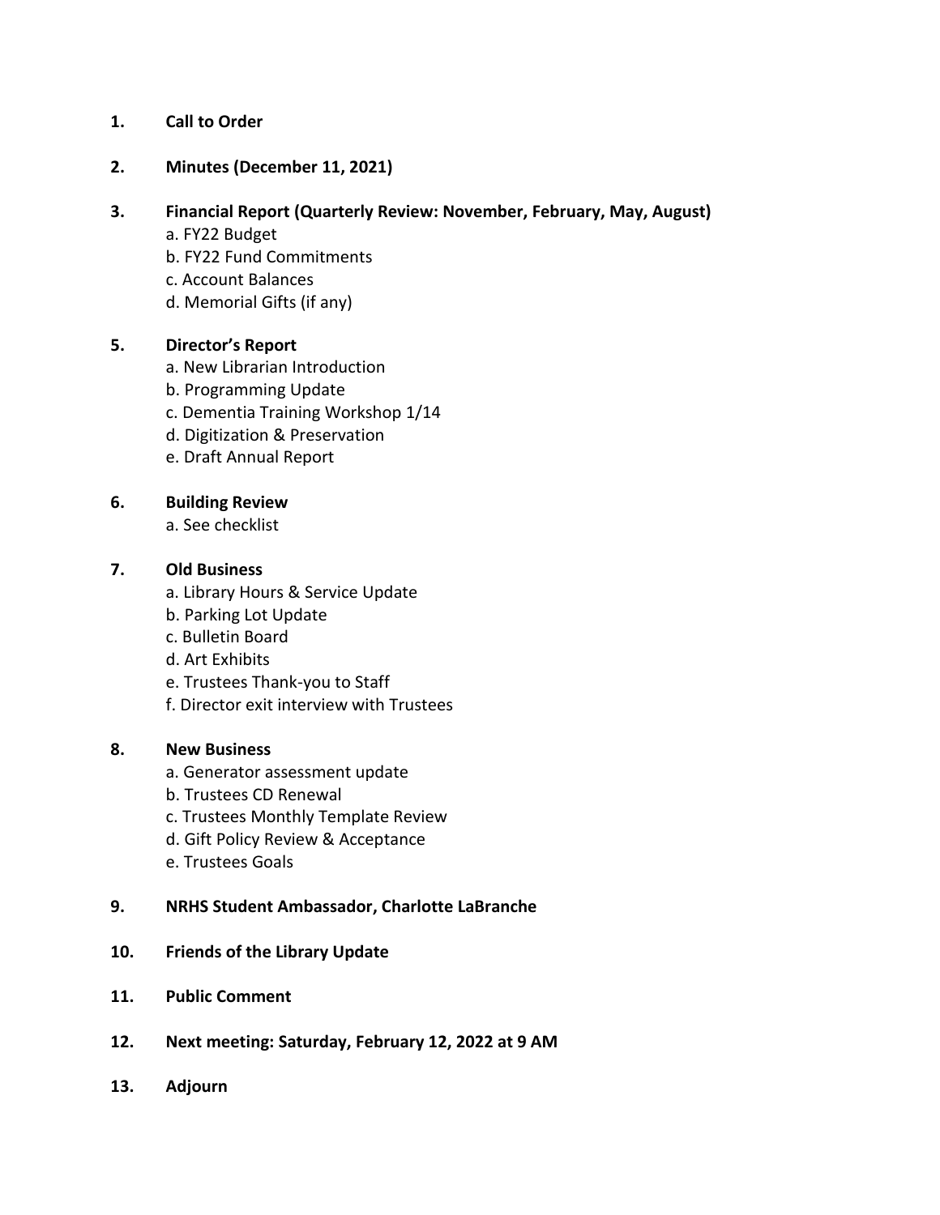**1. Call to Order**

**2. Minutes (December 11, 2021)**

**3. Financial Report (Quarterly Review: November, February, May, August)**

a. FY22 Budget
b. FY22 Fund Commitments
c. Account Balances
d. Memorial Gifts (if any)

**5. Director's Report**

a. New Librarian Introduction
b. Programming Update
c. Dementia Training Workshop 1/14
d. Digitization & Preservation
e. Draft Annual Report

**6. Building Review**

a. See checklist

**7. Old Business**

a. Library Hours & Service Update
b. Parking Lot Update
c. Bulletin Board
d. Art Exhibits
e. Trustees Thank-you to Staff
f. Director exit interview with Trustees

**8. New Business**

a. Generator assessment update
b. Trustees CD Renewal
c. Trustees Monthly Template Review
d. Gift Policy Review & Acceptance
e. Trustees Goals

**9. NRHS Student Ambassador, Charlotte LaBranche**

**10. Friends of the Library Update**

**11. Public Comment**

**12. Next meeting: Saturday, February 12, 2022 at 9 AM**

**13. Adjourn**